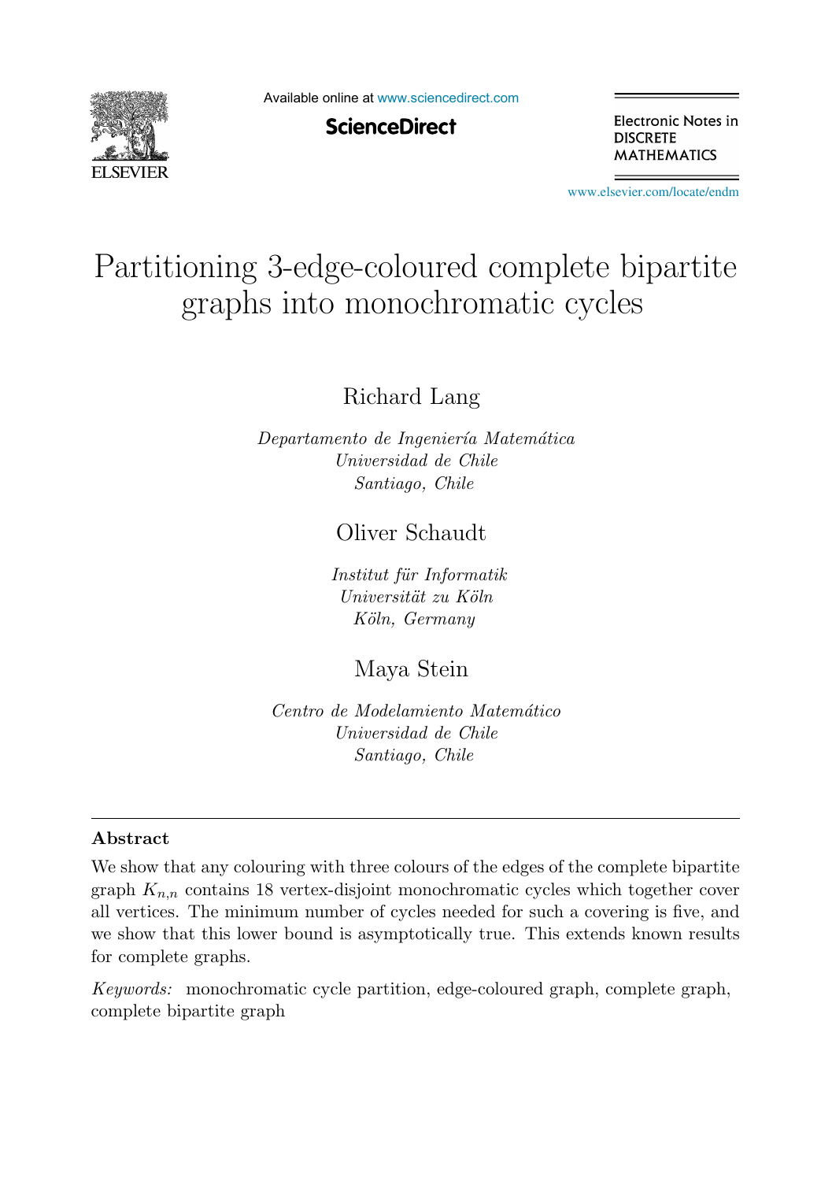# Partitioning 3-edge-coloured complete bipartite graphs into monochromatic cycles

Richard Lang

*Departamento de Ingeniería Matemática*
*Universidad de Chile*
*Santiago, Chile*

Oliver Schaudt

*Institut für Informatik*
*Universität zu Köln*
*Köln, Germany*

Maya Stein

*Centro de Modelamiento Matemático*
*Universidad de Chile*
*Santiago, Chile*

---

## Abstract

We show that any colouring with three colours of the edges of the complete bipartite graph $K_{n,n}$ contains 18 vertex-disjoint monochromatic cycles which together cover all vertices. The minimum number of cycles needed for such a covering is five, and we show that this lower bound is asymptotically true. This extends known results for complete graphs.

*Keywords:* monochromatic cycle partition, edge-coloured graph, complete graph, complete bipartite graph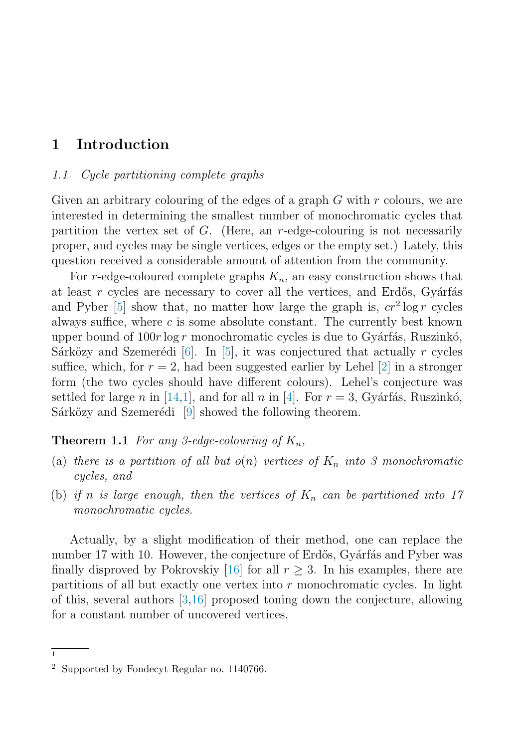# 1 Introduction

### *1.1 Cycle partitioning complete graphs*

Given an arbitrary colouring of the edges of a graph $G$ with $r$ colours, we are interested in determining the smallest number of monochromatic cycles that partition the vertex set of $G$. (Here, an $r$-edge-colouring is not necessarily proper, and cycles may be single vertices, edges or the empty set.) Lately, this question received a considerable amount of attention from the community.

For $r$-edge-coloured complete graphs $K_n$, an easy construction shows that at least $r$ cycles are necessary to cover all the vertices, and Erdős, Gyárfás and Pyber [5] show that, no matter how large the graph is, $cr^2 \log r$ cycles always suffice, where $c$ is some absolute constant. The currently best known upper bound of $100r \log r$ monochromatic cycles is due to Gyárfás, Ruszinkó, Sárközy and Szemerédi [6]. In [5], it was conjectured that actually $r$ cycles suffice, which, for $r = 2$, had been suggested earlier by Lehel [2] in a stronger form (the two cycles should have different colours). Lehel's conjecture was settled for large $n$ in [14,1], and for all $n$ in [4]. For $r = 3$, Gyárfás, Ruszinkó, Sárközy and Szemerédi [9] showed the following theorem.

**Theorem 1.1** *For any 3-edge-colouring of $K_n$,*

(a) *there is a partition of all but $o(n)$ vertices of $K_n$ into 3 monochromatic cycles, and*

(b) *if $n$ is large enough, then the vertices of $K_n$ can be partitioned into 17 monochromatic cycles.*

Actually, by a slight modification of their method, one can replace the number 17 with 10. However, the conjecture of Erdős, Gyárfás and Pyber was finally disproved by Pokrovskiy [16] for all $r \geq 3$. In his examples, there are partitions of all but exactly one vertex into $r$ monochromatic cycles. In light of this, several authors [3,16] proposed toning down the conjecture, allowing for a constant number of uncovered vertices.

---

[1]

[2] Supported by Fondecyt Regular no. 1140766.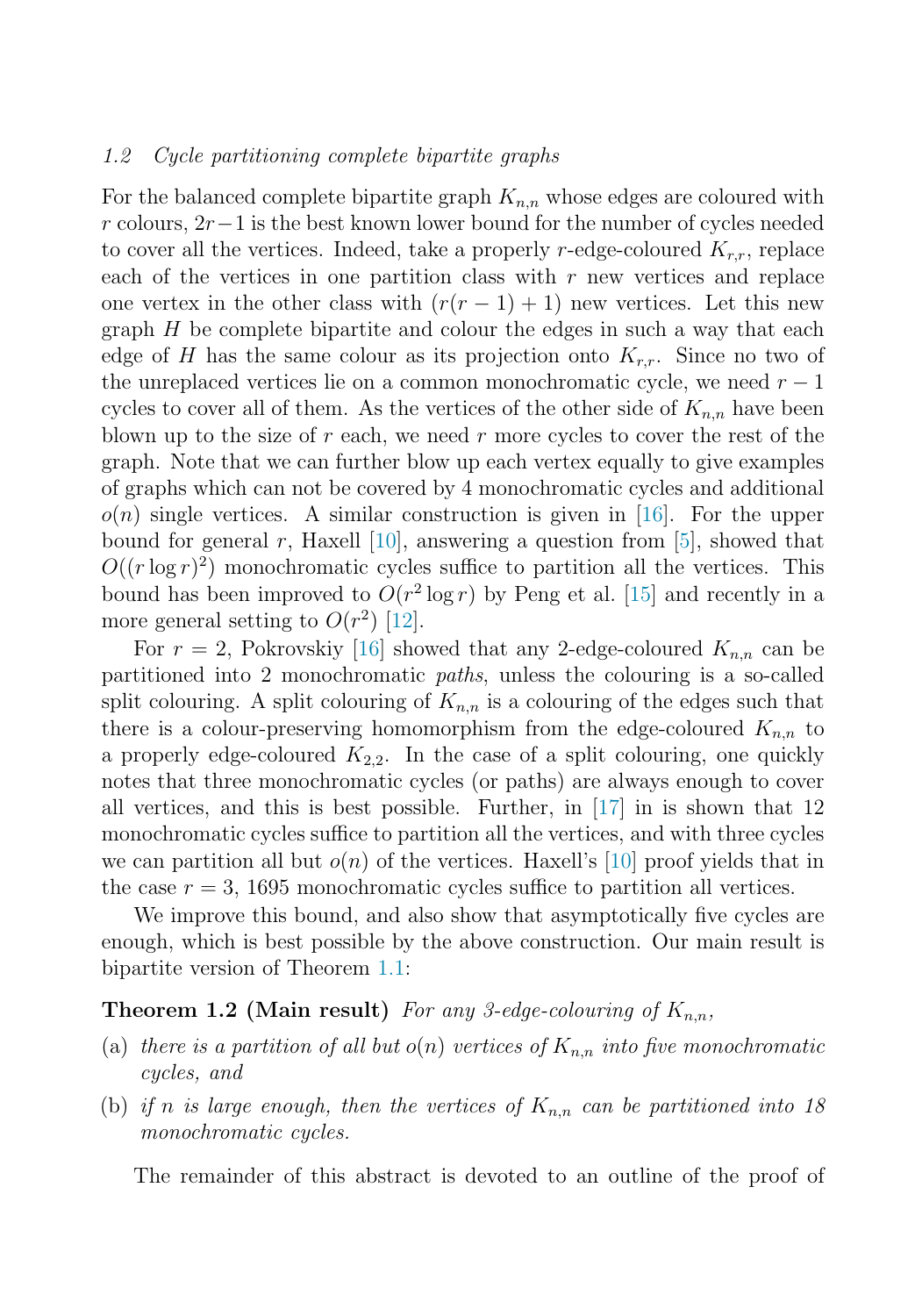### 1.2 Cycle partitioning complete bipartite graphs

For the balanced complete bipartite graph $K_{n,n}$ whose edges are coloured with $r$ colours, $2r-1$ is the best known lower bound for the number of cycles needed to cover all the vertices. Indeed, take a properly $r$-edge-coloured $K_{r,r}$, replace each of the vertices in one partition class with $r$ new vertices and replace one vertex in the other class with $(r(r-1)+1)$ new vertices. Let this new graph $H$ be complete bipartite and colour the edges in such a way that each edge of $H$ has the same colour as its projection onto $K_{r,r}$. Since no two of the unreplaced vertices lie on a common monochromatic cycle, we need $r-1$ cycles to cover all of them. As the vertices of the other side of $K_{n,n}$ have been blown up to the size of $r$ each, we need $r$ more cycles to cover the rest of the graph. Note that we can further blow up each vertex equally to give examples of graphs which can not be covered by 4 monochromatic cycles and additional $o(n)$ single vertices. A similar construction is given in [16]. For the upper bound for general $r$, Haxell [10], answering a question from [5], showed that $O((r \log r)^2)$ monochromatic cycles suffice to partition all the vertices. This bound has been improved to $O(r^2 \log r)$ by Peng et al. [15] and recently in a more general setting to $O(r^2)$ [12].

For $r=2$, Pokrovskiy [16] showed that any 2-edge-coloured $K_{n,n}$ can be partitioned into 2 monochromatic *paths*, unless the colouring is a so-called split colouring. A split colouring of $K_{n,n}$ is a colouring of the edges such that there is a colour-preserving homomorphism from the edge-coloured $K_{n,n}$ to a properly edge-coloured $K_{2,2}$. In the case of a split colouring, one quickly notes that three monochromatic cycles (or paths) are always enough to cover all vertices, and this is best possible. Further, in [17] in is shown that 12 monochromatic cycles suffice to partition all the vertices, and with three cycles we can partition all but $o(n)$ of the vertices. Haxell's [10] proof yields that in the case $r=3$, 1695 monochromatic cycles suffice to partition all vertices.

We improve this bound, and also show that asymptotically five cycles are enough, which is best possible by the above construction. Our main result is bipartite version of Theorem 1.1:

**Theorem 1.2 (Main result)** *For any 3-edge-colouring of $K_{n,n}$,*

(a) *there is a partition of all but $o(n)$ vertices of $K_{n,n}$ into five monochromatic cycles, and*

(b) *if $n$ is large enough, then the vertices of $K_{n,n}$ can be partitioned into 18 monochromatic cycles.*

The remainder of this abstract is devoted to an outline of the proof of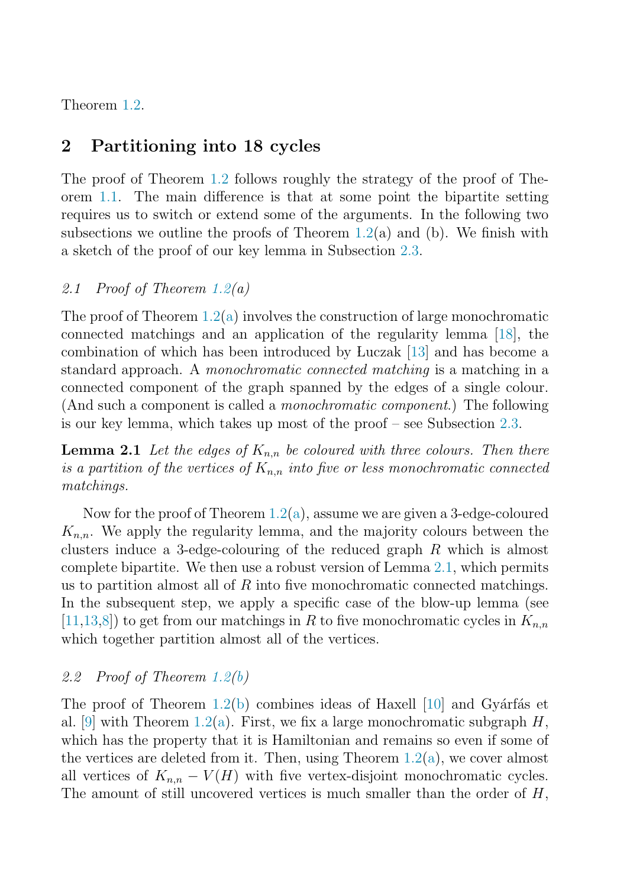Theorem 1.2.

## 2 Partitioning into 18 cycles

The proof of Theorem 1.2 follows roughly the strategy of the proof of Theorem 1.1. The main difference is that at some point the bipartite setting requires us to switch or extend some of the arguments. In the following two subsections we outline the proofs of Theorem 1.2(a) and (b). We finish with a sketch of the proof of our key lemma in Subsection 2.3.

### *2.1 Proof of Theorem 1.2(a)*

The proof of Theorem 1.2(a) involves the construction of large monochromatic connected matchings and an application of the regularity lemma [18], the combination of which has been introduced by Łuczak [13] and has become a standard approach. A *monochromatic connected matching* is a matching in a connected component of the graph spanned by the edges of a single colour. (And such a component is called a *monochromatic component*.) The following is our key lemma, which takes up most of the proof – see Subsection 2.3.

**Lemma 2.1** *Let the edges of $K_{n,n}$ be coloured with three colours. Then there is a partition of the vertices of $K_{n,n}$ into five or less monochromatic connected matchings.*

Now for the proof of Theorem 1.2(a), assume we are given a 3-edge-coloured $K_{n,n}$. We apply the regularity lemma, and the majority colours between the clusters induce a 3-edge-colouring of the reduced graph $R$ which is almost complete bipartite. We then use a robust version of Lemma 2.1, which permits us to partition almost all of $R$ into five monochromatic connected matchings. In the subsequent step, we apply a specific case of the blow-up lemma (see [11,13,8]) to get from our matchings in $R$ to five monochromatic cycles in $K_{n,n}$ which together partition almost all of the vertices.

### *2.2 Proof of Theorem 1.2(b)*

The proof of Theorem 1.2(b) combines ideas of Haxell [10] and Gyárfás et al. [9] with Theorem 1.2(a). First, we fix a large monochromatic subgraph $H$, which has the property that it is Hamiltonian and remains so even if some of the vertices are deleted from it. Then, using Theorem 1.2(a), we cover almost all vertices of $K_{n,n} - V(H)$ with five vertex-disjoint monochromatic cycles. The amount of still uncovered vertices is much smaller than the order of $H$,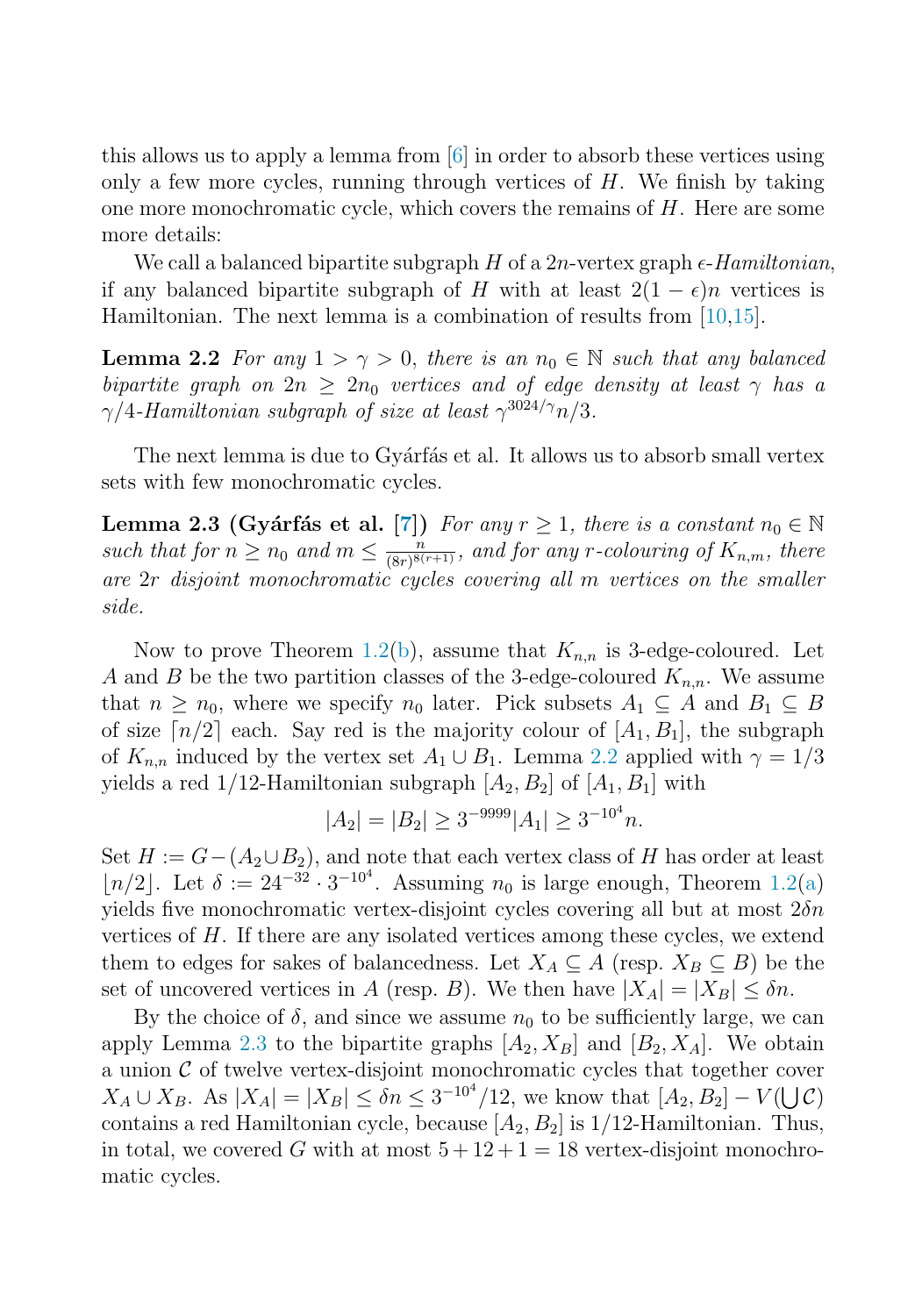this allows us to apply a lemma from [6] in order to absorb these vertices using only a few more cycles, running through vertices of $H$. We finish by taking one more monochromatic cycle, which covers the remains of $H$. Here are some more details:

We call a balanced bipartite subgraph $H$ of a $2n$-vertex graph $\epsilon$-*Hamiltonian*, if any balanced bipartite subgraph of $H$ with at least $2(1-\epsilon)n$ vertices is Hamiltonian. The next lemma is a combination of results from [10,15].

**Lemma 2.2** *For any $1 > \gamma > 0$, there is an $n_0 \in \mathbb{N}$ such that any balanced bipartite graph on $2n \geq 2n_0$ vertices and of edge density at least $\gamma$ has a $\gamma/4$-Hamiltonian subgraph of size at least $\gamma^{3024/\gamma}n/3$.*

The next lemma is due to Gyárfás et al. It allows us to absorb small vertex sets with few monochromatic cycles.

**Lemma 2.3 (Gyárfás et al. [7])** *For any $r \geq 1$, there is a constant $n_0 \in \mathbb{N}$ such that for $n \geq n_0$ and $m \leq \frac{n}{(8r)^{8(r+1)}}$, and for any $r$-colouring of $K_{n,m}$, there are $2r$ disjoint monochromatic cycles covering all $m$ vertices on the smaller side.*

Now to prove Theorem 1.2(b), assume that $K_{n,n}$ is 3-edge-coloured. Let $A$ and $B$ be the two partition classes of the 3-edge-coloured $K_{n,n}$. We assume that $n \geq n_0$, where we specify $n_0$ later. Pick subsets $A_1 \subseteq A$ and $B_1 \subseteq B$ of size $\lceil n/2 \rceil$ each. Say red is the majority colour of $[A_1, B_1]$, the subgraph of $K_{n,n}$ induced by the vertex set $A_1 \cup B_1$. Lemma 2.2 applied with $\gamma = 1/3$ yields a red $1/12$-Hamiltonian subgraph $[A_2, B_2]$ of $[A_1, B_1]$ with

$$|A_2| = |B_2| \geq 3^{-9999}|A_1| \geq 3^{-10^4}n.$$

Set $H := G - (A_2 \cup B_2)$, and note that each vertex class of $H$ has order at least $\lfloor n/2 \rfloor$. Let $\delta := 24^{-32} \cdot 3^{-10^4}$. Assuming $n_0$ is large enough, Theorem 1.2(a) yields five monochromatic vertex-disjoint cycles covering all but at most $2\delta n$ vertices of $H$. If there are any isolated vertices among these cycles, we extend them to edges for sakes of balancedness. Let $X_A \subseteq A$ (resp. $X_B \subseteq B$) be the set of uncovered vertices in $A$ (resp. $B$). We then have $|X_A| = |X_B| \leq \delta n$.

By the choice of $\delta$, and since we assume $n_0$ to be sufficiently large, we can apply Lemma 2.3 to the bipartite graphs $[A_2, X_B]$ and $[B_2, X_A]$. We obtain a union $\mathcal{C}$ of twelve vertex-disjoint monochromatic cycles that together cover $X_A \cup X_B$. As $|X_A| = |X_B| \leq \delta n \leq 3^{-10^4}/12$, we know that $[A_2, B_2] - V(\bigcup \mathcal{C})$ contains a red Hamiltonian cycle, because $[A_2, B_2]$ is $1/12$-Hamiltonian. Thus, in total, we covered $G$ with at most $5 + 12 + 1 = 18$ vertex-disjoint monochromatic cycles.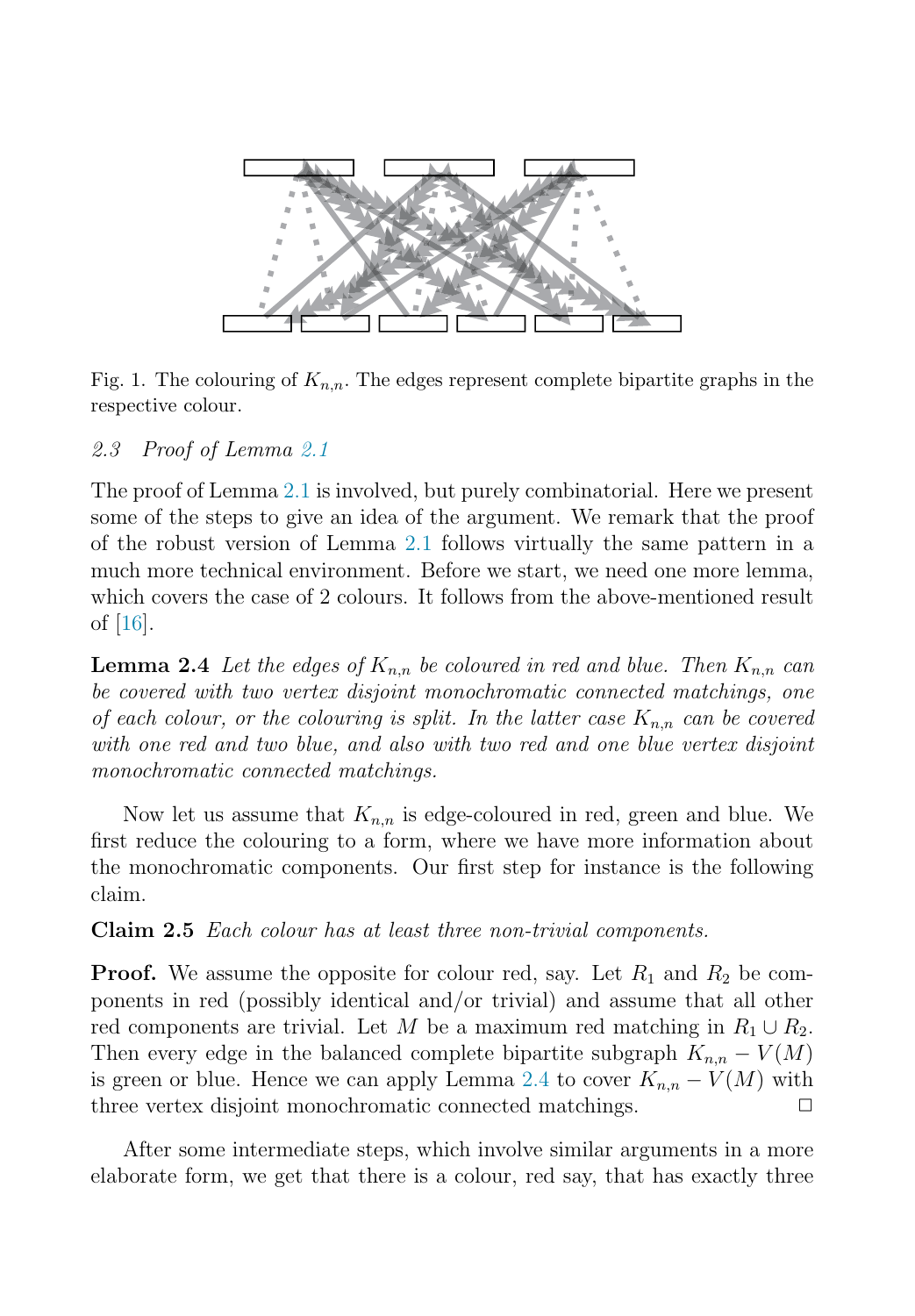Fig. 1. The colouring of $K_{n,n}$. The edges represent complete bipartite graphs in the respective colour.

### *2.3 Proof of Lemma 2.1*

The proof of Lemma 2.1 is involved, but purely combinatorial. Here we present some of the steps to give an idea of the argument. We remark that the proof of the robust version of Lemma 2.1 follows virtually the same pattern in a much more technical environment. Before we start, we need one more lemma, which covers the case of 2 colours. It follows from the above-mentioned result of [16].

**Lemma 2.4** *Let the edges of $K_{n,n}$ be coloured in red and blue. Then $K_{n,n}$ can be covered with two vertex disjoint monochromatic connected matchings, one of each colour, or the colouring is split. In the latter case $K_{n,n}$ can be covered with one red and two blue, and also with two red and one blue vertex disjoint monochromatic connected matchings.*

Now let us assume that $K_{n,n}$ is edge-coloured in red, green and blue. We first reduce the colouring to a form, where we have more information about the monochromatic components. Our first step for instance is the following claim.

**Claim 2.5** *Each colour has at least three non-trivial components.*

**Proof.** We assume the opposite for colour red, say. Let $R_1$ and $R_2$ be components in red (possibly identical and/or trivial) and assume that all other red components are trivial. Let $M$ be a maximum red matching in $R_1 \cup R_2$. Then every edge in the balanced complete bipartite subgraph $K_{n,n} - V(M)$ is green or blue. Hence we can apply Lemma 2.4 to cover $K_{n,n} - V(M)$ with three vertex disjoint monochromatic connected matchings. □

After some intermediate steps, which involve similar arguments in a more elaborate form, we get that there is a colour, red say, that has exactly three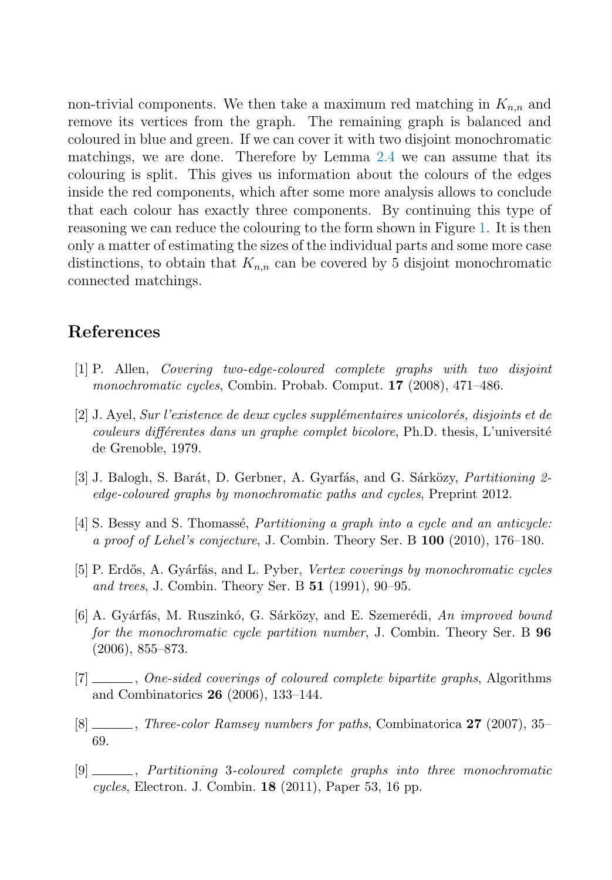non-trivial components. We then take a maximum red matching in $K_{n,n}$ and remove its vertices from the graph. The remaining graph is balanced and coloured in blue and green. If we can cover it with two disjoint monochromatic matchings, we are done. Therefore by Lemma 2.4 we can assume that its colouring is split. This gives us information about the colours of the edges inside the red components, which after some more analysis allows to conclude that each colour has exactly three components. By continuing this type of reasoning we can reduce the colouring to the form shown in Figure 1. It is then only a matter of estimating the sizes of the individual parts and some more case distinctions, to obtain that $K_{n,n}$ can be covered by 5 disjoint monochromatic connected matchings.

## References

[1] P. Allen, *Covering two-edge-coloured complete graphs with two disjoint monochromatic cycles*, Combin. Probab. Comput. **17** (2008), 471–486.

[2] J. Ayel, *Sur l'existence de deux cycles supplémentaires unicolorés, disjoints et de couleurs différentes dans un graphe complet bicolore*, Ph.D. thesis, L'université de Grenoble, 1979.

[3] J. Balogh, S. Barát, D. Gerbner, A. Gyarfás, and G. Sárközy, *Partitioning 2-edge-coloured graphs by monochromatic paths and cycles*, Preprint 2012.

[4] S. Bessy and S. Thomassé, *Partitioning a graph into a cycle and an anticycle: a proof of Lehel's conjecture*, J. Combin. Theory Ser. B **100** (2010), 176–180.

[5] P. Erdős, A. Gyárfás, and L. Pyber, *Vertex coverings by monochromatic cycles and trees*, J. Combin. Theory Ser. B **51** (1991), 90–95.

[6] A. Gyárfás, M. Ruszinkó, G. Sárközy, and E. Szemerédi, *An improved bound for the monochromatic cycle partition number*, J. Combin. Theory Ser. B **96** (2006), 855–873.

[7] ______, *One-sided coverings of coloured complete bipartite graphs*, Algorithms and Combinatorics **26** (2006), 133–144.

[8] ______, *Three-color Ramsey numbers for paths*, Combinatorica **27** (2007), 35–69.

[9] ______, *Partitioning 3-coloured complete graphs into three monochromatic cycles*, Electron. J. Combin. **18** (2011), Paper 53, 16 pp.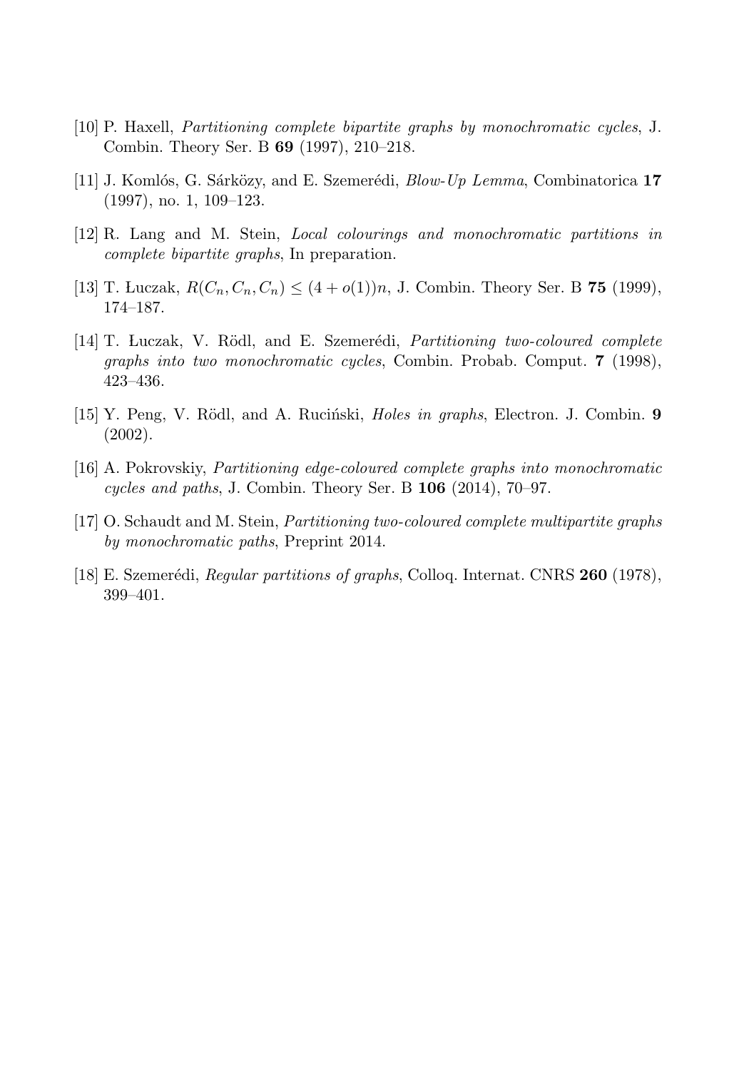[10] P. Haxell, *Partitioning complete bipartite graphs by monochromatic cycles*, J. Combin. Theory Ser. B **69** (1997), 210–218.

[11] J. Komlós, G. Sárközy, and E. Szemerédi, *Blow-Up Lemma*, Combinatorica **17** (1997), no. 1, 109–123.

[12] R. Lang and M. Stein, *Local colourings and monochromatic partitions in complete bipartite graphs*, In preparation.

[13] T. Łuczak, $R(C_n, C_n, C_n) \leq (4 + o(1))n$, J. Combin. Theory Ser. B **75** (1999), 174–187.

[14] T. Łuczak, V. Rödl, and E. Szemerédi, *Partitioning two-coloured complete graphs into two monochromatic cycles*, Combin. Probab. Comput. **7** (1998), 423–436.

[15] Y. Peng, V. Rödl, and A. Ruciński, *Holes in graphs*, Electron. J. Combin. **9** (2002).

[16] A. Pokrovskiy, *Partitioning edge-coloured complete graphs into monochromatic cycles and paths*, J. Combin. Theory Ser. B **106** (2014), 70–97.

[17] O. Schaudt and M. Stein, *Partitioning two-coloured complete multipartite graphs by monochromatic paths*, Preprint 2014.

[18] E. Szemerédi, *Regular partitions of graphs*, Colloq. Internat. CNRS **260** (1978), 399–401.